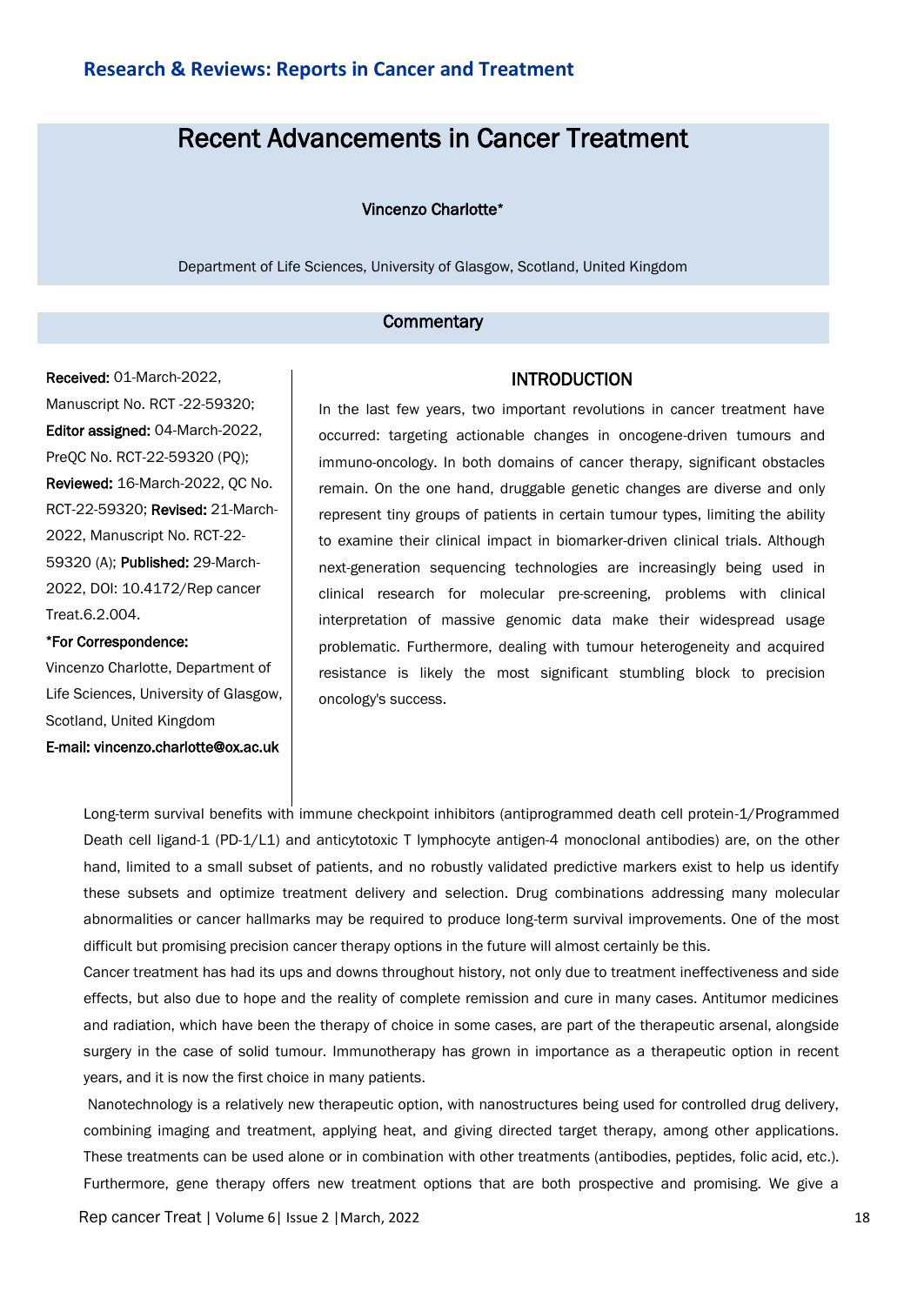**Research & Reviews: Reports in Cancer and Treatment**

# Recent Advancements in Cancer Treatment

Vincenzo Charlotte*

Department of Life Sciences, University of Glasgow, Scotland, United Kingdom

## Commentary

**Received:** 01-March-2022, Manuscript No. RCT -22-59320; **Editor assigned:** 04-March-2022, PreQC No. RCT-22-59320 (PQ); **Reviewed:** 16-March-2022, QC No. RCT-22-59320; **Revised:** 21-March-2022, Manuscript No. RCT-22-59320 (A); **Published:** 29-March-2022, DOI: 10.4172/Rep cancer Treat.6.2.004.

***For Correspondence:**

Vincenzo Charlotte, Department of Life Sciences, University of Glasgow, Scotland, United Kingdom

**E-mail: vincenzo.charlotte@ox.ac.uk**

## INTRODUCTION

In the last few years, two important revolutions in cancer treatment have occurred: targeting actionable changes in oncogene-driven tumours and immuno-oncology. In both domains of cancer therapy, significant obstacles remain. On the one hand, druggable genetic changes are diverse and only represent tiny groups of patients in certain tumour types, limiting the ability to examine their clinical impact in biomarker-driven clinical trials. Although next-generation sequencing technologies are increasingly being used in clinical research for molecular pre-screening, problems with clinical interpretation of massive genomic data make their widespread usage problematic. Furthermore, dealing with tumour heterogeneity and acquired resistance is likely the most significant stumbling block to precision oncology's success.

Long-term survival benefits with immune checkpoint inhibitors (antiprogrammed death cell protein-1/Programmed Death cell ligand-1 (PD-1/L1) and anticytotoxic T lymphocyte antigen-4 monoclonal antibodies) are, on the other hand, limited to a small subset of patients, and no robustly validated predictive markers exist to help us identify these subsets and optimize treatment delivery and selection. Drug combinations addressing many molecular abnormalities or cancer hallmarks may be required to produce long-term survival improvements. One of the most difficult but promising precision cancer therapy options in the future will almost certainly be this.

Cancer treatment has had its ups and downs throughout history, not only due to treatment ineffectiveness and side effects, but also due to hope and the reality of complete remission and cure in many cases. Antitumor medicines and radiation, which have been the therapy of choice in some cases, are part of the therapeutic arsenal, alongside surgery in the case of solid tumour. Immunotherapy has grown in importance as a therapeutic option in recent years, and it is now the first choice in many patients.

Nanotechnology is a relatively new therapeutic option, with nanostructures being used for controlled drug delivery, combining imaging and treatment, applying heat, and giving directed target therapy, among other applications. These treatments can be used alone or in combination with other treatments (antibodies, peptides, folic acid, etc.). Furthermore, gene therapy offers new treatment options that are both prospective and promising. We give a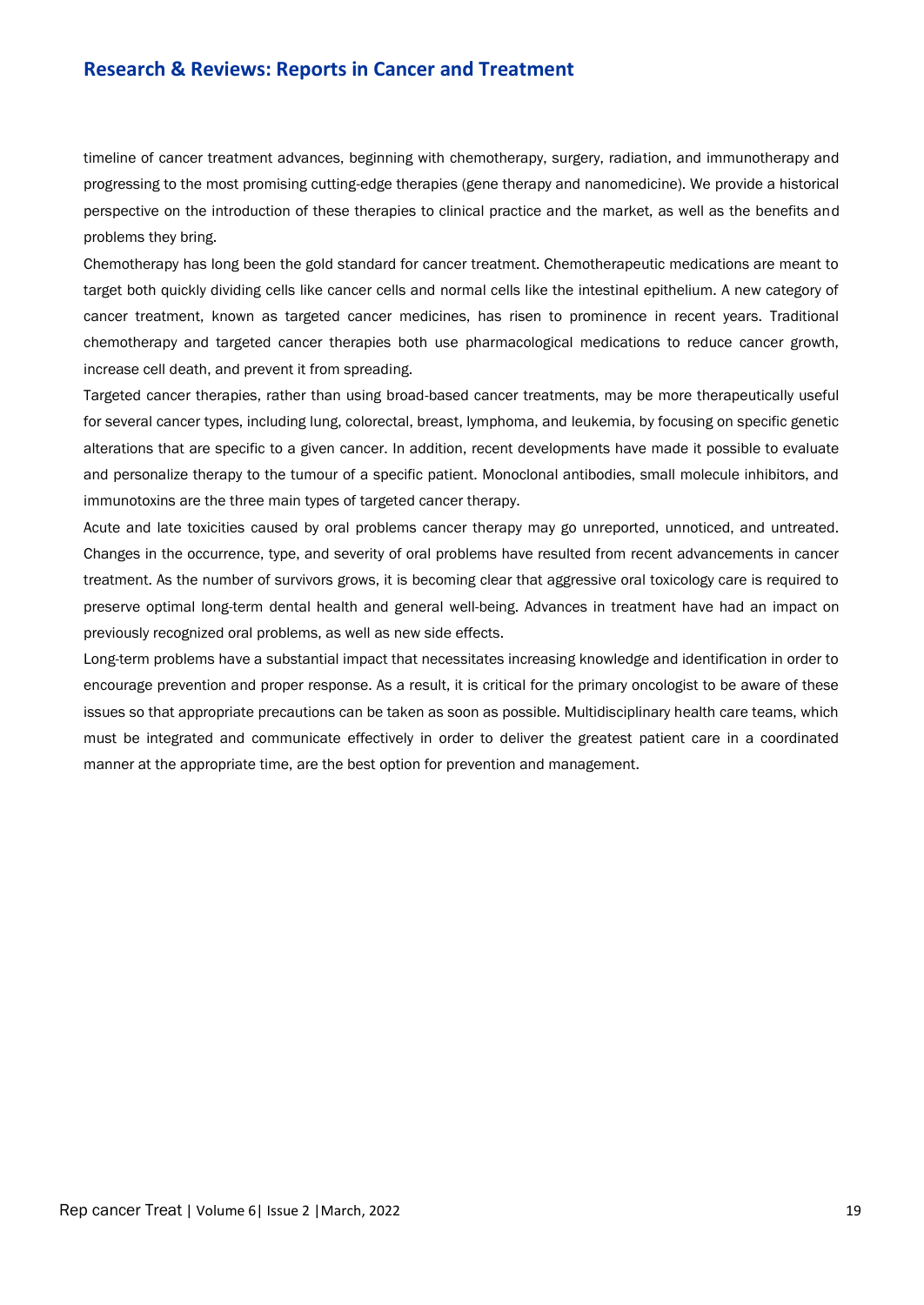timeline of cancer treatment advances, beginning with chemotherapy, surgery, radiation, and immunotherapy and progressing to the most promising cutting-edge therapies (gene therapy and nanomedicine). We provide a historical perspective on the introduction of these therapies to clinical practice and the market, as well as the benefits and problems they bring.

Chemotherapy has long been the gold standard for cancer treatment. Chemotherapeutic medications are meant to target both quickly dividing cells like cancer cells and normal cells like the intestinal epithelium. A new category of cancer treatment, known as targeted cancer medicines, has risen to prominence in recent years. Traditional chemotherapy and targeted cancer therapies both use pharmacological medications to reduce cancer growth, increase cell death, and prevent it from spreading.

Targeted cancer therapies, rather than using broad-based cancer treatments, may be more therapeutically useful for several cancer types, including lung, colorectal, breast, lymphoma, and leukemia, by focusing on specific genetic alterations that are specific to a given cancer. In addition, recent developments have made it possible to evaluate and personalize therapy to the tumour of a specific patient. Monoclonal antibodies, small molecule inhibitors, and immunotoxins are the three main types of targeted cancer therapy.

Acute and late toxicities caused by oral problems cancer therapy may go unreported, unnoticed, and untreated. Changes in the occurrence, type, and severity of oral problems have resulted from recent advancements in cancer treatment. As the number of survivors grows, it is becoming clear that aggressive oral toxicology care is required to preserve optimal long-term dental health and general well-being. Advances in treatment have had an impact on previously recognized oral problems, as well as new side effects.

Long-term problems have a substantial impact that necessitates increasing knowledge and identification in order to encourage prevention and proper response. As a result, it is critical for the primary oncologist to be aware of these issues so that appropriate precautions can be taken as soon as possible. Multidisciplinary health care teams, which must be integrated and communicate effectively in order to deliver the greatest patient care in a coordinated manner at the appropriate time, are the best option for prevention and management.